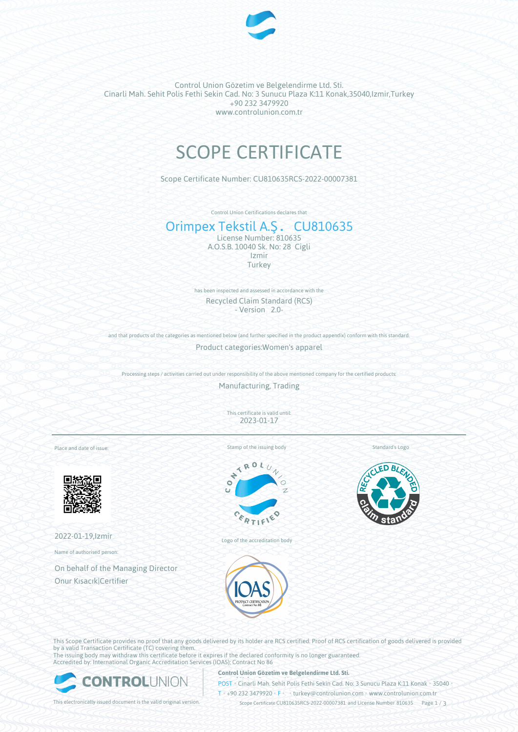Control Union Gözetim ve Belgelendirme Ltd. Sti.
Cinarli Mah. Sehit Polis Fethi Sekin Cad. No: 3 Sunucu Plaza K:11 Konak,35040,Izmir,Turkey
+90 232 3479920
www.controlunion.com.tr

# SCOPE CERTIFICATE

Scope Certificate Number: CU810635RCS-2022-00007381

Control Union Certifications declares that

## Orimpex Tekstil A.Ş. CU810635

License Number: 810635
A.O.S.B. 10040 Sk. No: 28 Cigli
Izmir
Turkey

has been inspected and assessed in accordance with the

Recycled Claim Standard (RCS)
\- Version 2.0-

and that products of the categories as mentioned below (and further specified in the product appendix) conform with this standard.

Product categories:Women's apparel

Processing steps / activities carried out under responsibility of the above mentioned company for the certified products:

Manufacturing, Trading

This certificate is valid until:
2023-01-17

Place and date of issue:

2022-01-19,Izmir

Name of authorised person:

On behalf of the Managing Director
Onur Kısacık|Certifier

Stamp of the issuing body

Logo of the accreditation body

Standard's Logo

This Scope Certificate provides no proof that any goods delivered by its holder are RCS certified. Proof of RCS certification of goods delivered is provided by a valid Transaction Certificate (TC) covering them.
The issuing body may withdraw this certificate before it expires if the declared conformity is no longer guaranteed.
Accredited by: International Organic Accreditation Services (IOAS); Contract No 86

This electronically issued document is the valid original version.

**Control Union Gözetim ve Belgelendirme Ltd. Sti.**
POST • Cinarli Mah. Sehit Polis Fethi Sekin Cad. No: 3 Sunucu Plaza K:11 Konak • 35040 •
T • +90 232 3479920 • F • • turkey@controlunion.com • www.controlunion.com.tr
Scope Certificate CU810635RCS-2022-00007381 and License Number 810635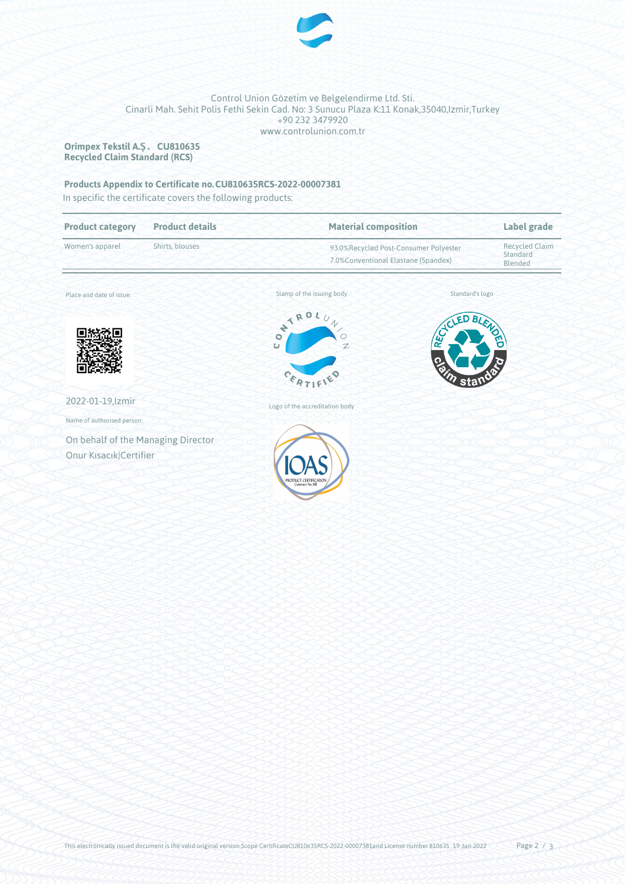Control Union Gözetim ve Belgelendirme Ltd. Sti.
Cinarli Mah. Sehit Polis Fethi Sekin Cad. No: 3 Sunucu Plaza K:11 Konak,35040,Izmir,Turkey
+90 232 3479920
www.controlunion.com.tr

**Orimpex Tekstil A.Ş . CU810635**
**Recycled Claim Standard (RCS)**

**Products Appendix to Certificate no.CU810635RCS-2022-00007381**

In specific the certificate covers the following products:

| Product category | Product details | Material composition | Label grade |
|---|---|---|---|
| Women's apparel | Shirts, blouses | 93.0%Recycled Post-Consumer Polyester<br>7.0%Conventional Elastane (Spandex) | Recycled Claim Standard Blended |

Place and date of issue:

2022-01-19,Izmir

Name of authorised person:

On behalf of the Managing Director
Onur Kısacık|Certifier

Stamp of the issuing body

Logo of the accreditation body

Standard's logo

This electronically issued document is the valid original version.Scope CertificateCU810635RCS-2022-00007381and License number 810635, 19-Jan-2022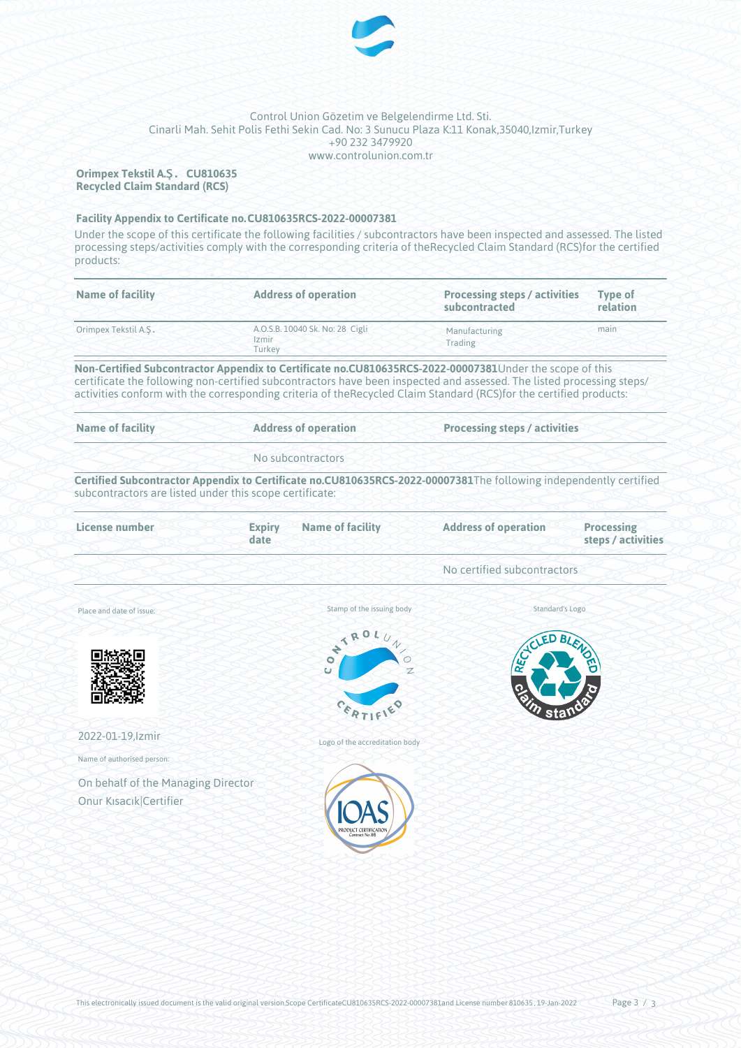Control Union Gözetim ve Belgelendirme Ltd. Sti.
Cinarli Mah. Sehit Polis Fethi Sekin Cad. No: 3 Sunucu Plaza K:11 Konak,35040,Izmir,Turkey
+90 232 3479920
www.controlunion.com.tr

**Orimpex Tekstil A.Ş. CU810635**
**Recycled Claim Standard (RCS)**

### Facility Appendix to Certificate no. CU810635RCS-2022-00007381

Under the scope of this certificate the following facilities / subcontractors have been inspected and assessed. The listed processing steps/activities comply with the corresponding criteria of theRecycled Claim Standard (RCS)for the certified products:

| Name of facility | Address of operation | Processing steps / activities subcontracted | Type of relation |
|---|---|---|---|
| Orimpex Tekstil A.Ş. | A.O.S.B. 10040 Sk. No: 28 Cigli Izmir Turkey | Manufacturing Trading | main |

**Non-Certified Subcontractor Appendix to Certificate no.CU810635RCS-2022-00007381**Under the scope of this certificate the following non-certified subcontractors have been inspected and assessed. The listed processing steps/ activities conform with the corresponding criteria of theRecycled Claim Standard (RCS)for the certified products:

| Name of facility | Address of operation | Processing steps / activities |
|---|---|---|
| | No subcontractors | |

**Certified Subcontractor Appendix to Certificate no.CU810635RCS-2022-00007381**The following independently certified subcontractors are listed under this scope certificate:

| License number | Expiry date | Name of facility | Address of operation | Processing steps / activities |
|---|---|---|---|---|
| | | | No certified subcontractors | |

Place and date of issue:

2022-01-19,Izmir

Name of authorised person:

On behalf of the Managing Director
Onur Kısacık|Certifier

Stamp of the issuing body

Standard's Logo

Logo of the accreditation body

This electronically issued document is the valid original version.Scope CertificateCU810635RCS-2022-00007381and License number 810635, 19-Jan-2022